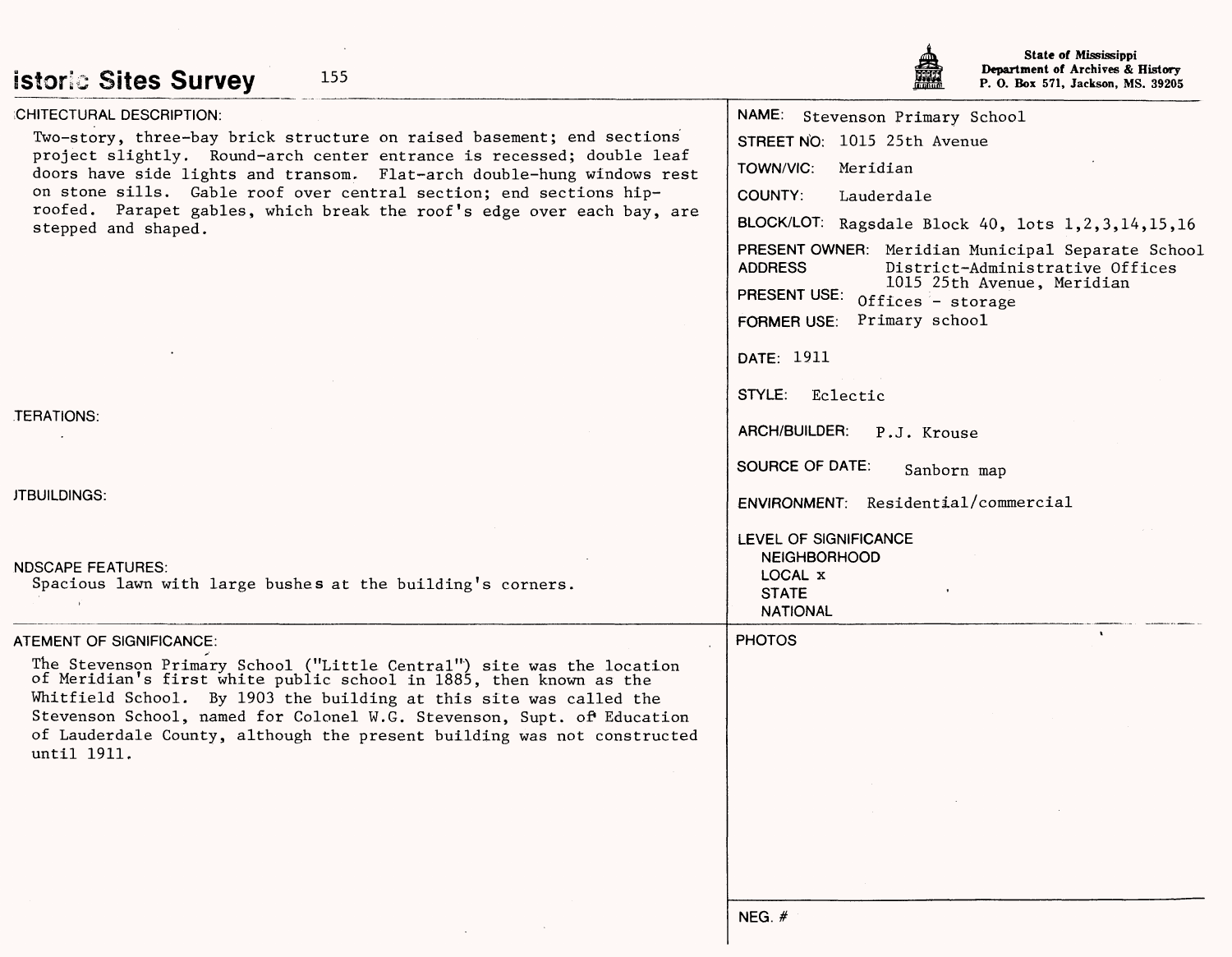# istoric Sites Survey

155

State of Mississippi
Department of Archives & History
P. O. Box 571, Jackson, MS. 39205

CHITECTURAL DESCRIPTION:

Two-story, three-bay brick structure on raised basement; end sections project slightly. Round-arch center entrance is recessed; double leaf doors have side lights and transom. Flat-arch double-hung windows rest on stone sills. Gable roof over central section; end sections hip-roofed. Parapet gables, which break the roof's edge over each bay, are stepped and shaped.

TERATIONS:

JTBUILDINGS:

NDSCAPE FEATURES:
Spacious lawn with large bushes at the building's corners.

NAME: Stevenson Primary School

STREET NO: 1015 25th Avenue

TOWN/VIC: Meridian

COUNTY: Lauderdale

BLOCK/LOT: Ragsdale Block 40, lots 1,2,3,14,15,16

PRESENT OWNER: Meridian Municipal Separate School
ADDRESS District-Administrative Offices
1015 25th Avenue, Meridian

PRESENT USE: Offices - storage

FORMER USE: Primary school

DATE: 1911

STYLE: Eclectic

ARCH/BUILDER: P.J. Krouse

SOURCE OF DATE: Sanborn map

ENVIRONMENT: Residential/commercial

LEVEL OF SIGNIFICANCE
NEIGHBORHOOD
LOCAL x
STATE
NATIONAL

ATEMENT OF SIGNIFICANCE:

The Stevenson Primary School ("Little Central") site was the location of Meridian's first white public school in 1885, then known as the Whitfield School. By 1903 the building at this site was called the Stevenson School, named for Colonel W.G. Stevenson, Supt. of Education of Lauderdale County, although the present building was not constructed until 1911.

PHOTOS

NEG. #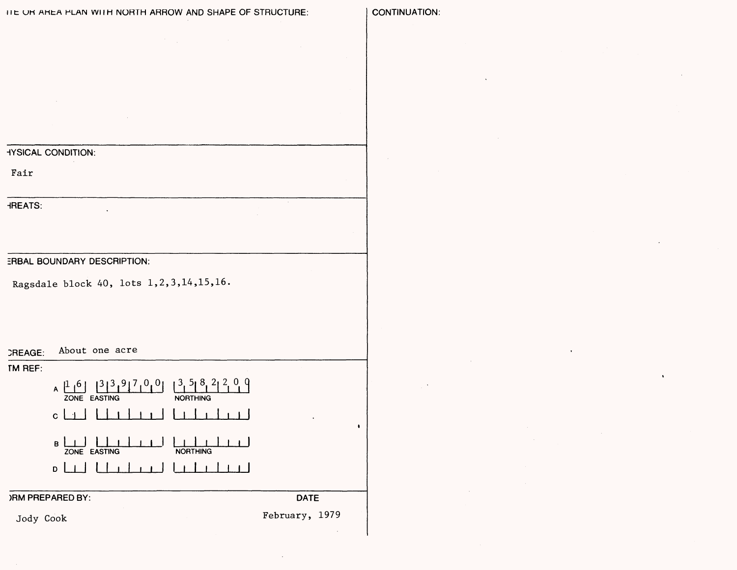SITE OR AREA PLAN WITH NORTH ARROW AND SHAPE OF STRUCTURE:

PHYSICAL CONDITION:

Fair

THREATS:

VERBAL BOUNDARY DESCRIPTION:

Ragsdale block 40, lots 1,2,3,14,15,16.

ACREAGE: About one acre

UTM REF:

| | ZONE | EASTING | NORTHING |
|---|---|---|---|
| A | 16 | 339700 | 3582200 |
| C | | | |
| B | | | |
| D | | | |

FORM PREPARED BY: Jody Cook

DATE: February, 1979

CONTINUATION: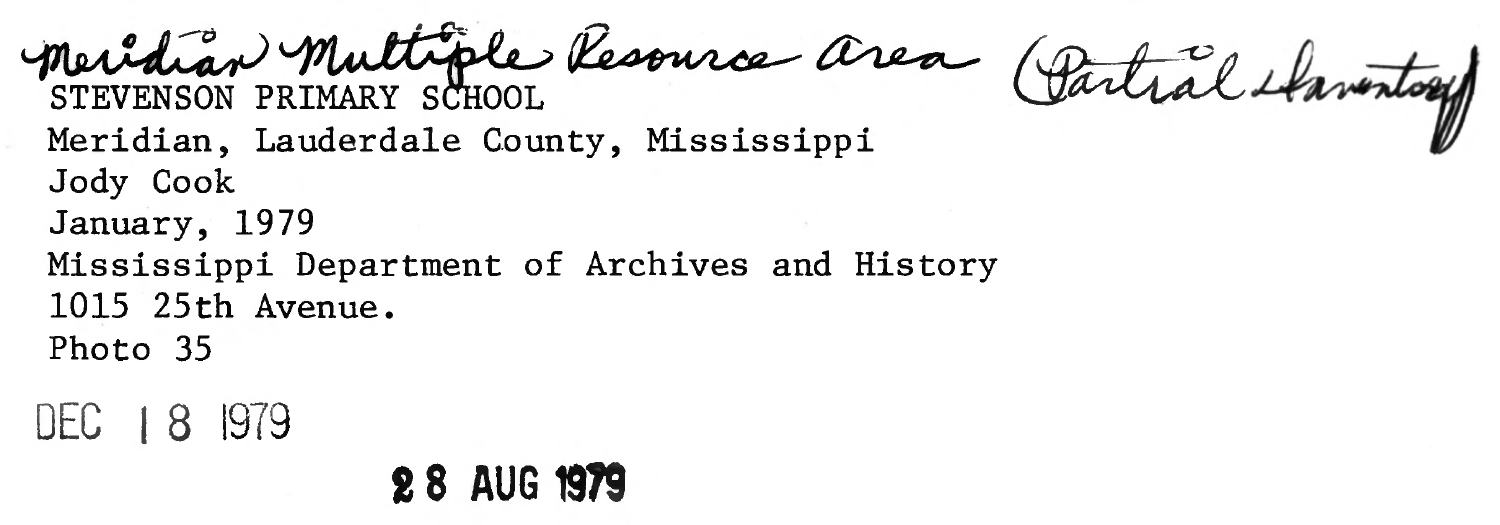Meridian Multiple Resource Area (Partial Inventory)

STEVENSON PRIMARY SCHOOL
Meridian, Lauderdale County, Mississippi
Jody Cook
January, 1979
Mississippi Department of Archives and History
1015 25th Avenue.
Photo 35

DEC 18 1979

28 AUG 1979